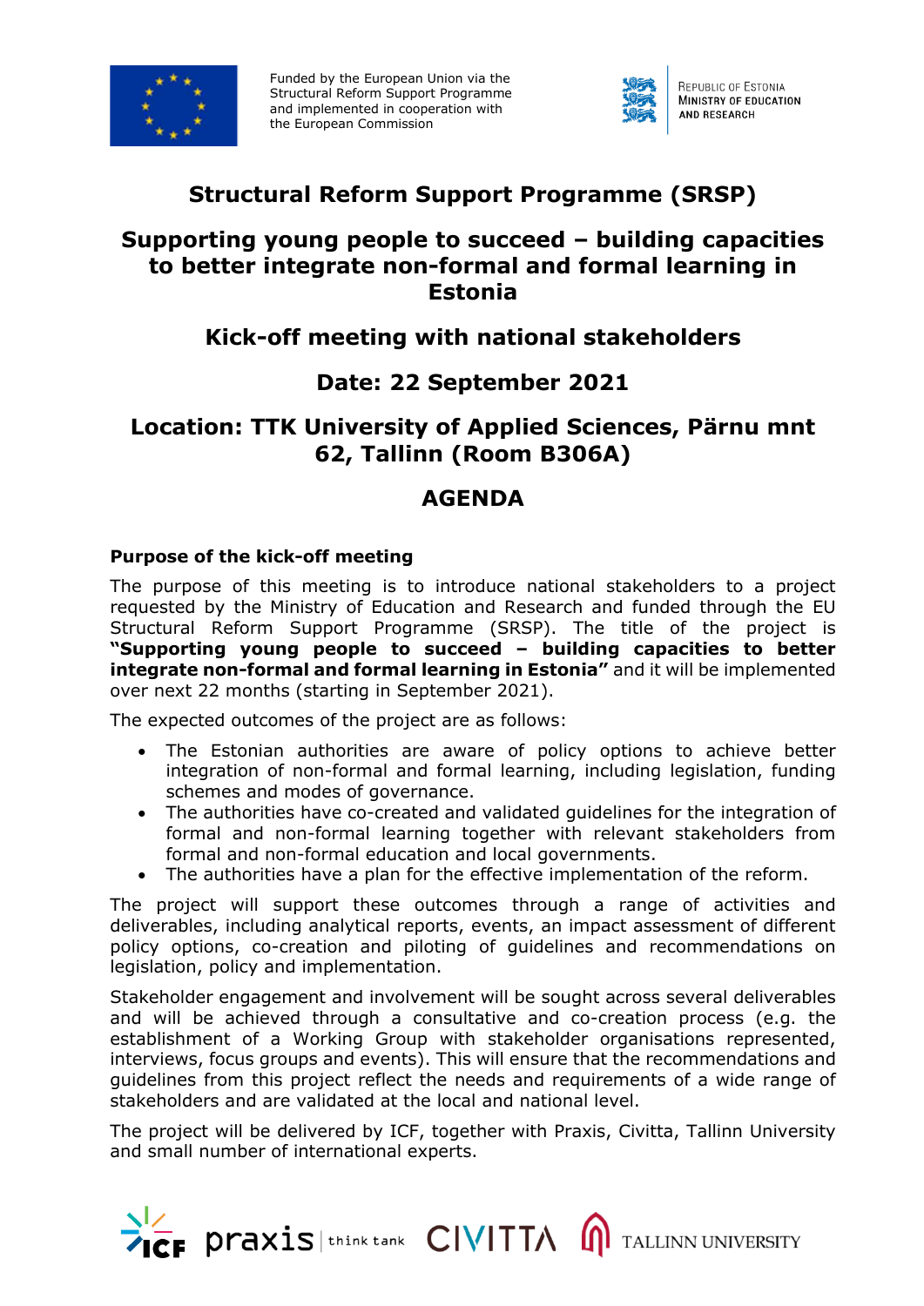Funded by the European Union via the Structural Reform Support Programme and implemented in cooperation with the European Commission

Republic of Estonia Ministry of Education and Research

# Structural Reform Support Programme (SRSP)

# Supporting young people to succeed – building capacities to better integrate non-formal and formal learning in Estonia

## Kick-off meeting with national stakeholders

## Date: 22 September 2021

## Location: TTK University of Applied Sciences, Pärnu mnt 62, Tallinn (Room B306A)

## AGENDA

### Purpose of the kick-off meeting

The purpose of this meeting is to introduce national stakeholders to a project requested by the Ministry of Education and Research and funded through the EU Structural Reform Support Programme (SRSP). The title of the project is **"Supporting young people to succeed – building capacities to better integrate non-formal and formal learning in Estonia"** and it will be implemented over next 22 months (starting in September 2021).

The expected outcomes of the project are as follows:

- The Estonian authorities are aware of policy options to achieve better integration of non-formal and formal learning, including legislation, funding schemes and modes of governance.
- The authorities have co-created and validated guidelines for the integration of formal and non-formal learning together with relevant stakeholders from formal and non-formal education and local governments.
- The authorities have a plan for the effective implementation of the reform.

The project will support these outcomes through a range of activities and deliverables, including analytical reports, events, an impact assessment of different policy options, co-creation and piloting of guidelines and recommendations on legislation, policy and implementation.

Stakeholder engagement and involvement will be sought across several deliverables and will be achieved through a consultative and co-creation process (e.g. the establishment of a Working Group with stakeholder organisations represented, interviews, focus groups and events). This will ensure that the recommendations and guidelines from this project reflect the needs and requirements of a wide range of stakeholders and are validated at the local and national level.

The project will be delivered by ICF, together with Praxis, Civitta, Tallinn University and small number of international experts.

ICF | praxis think tank | CIVITTA | TALLINN UNIVERSITY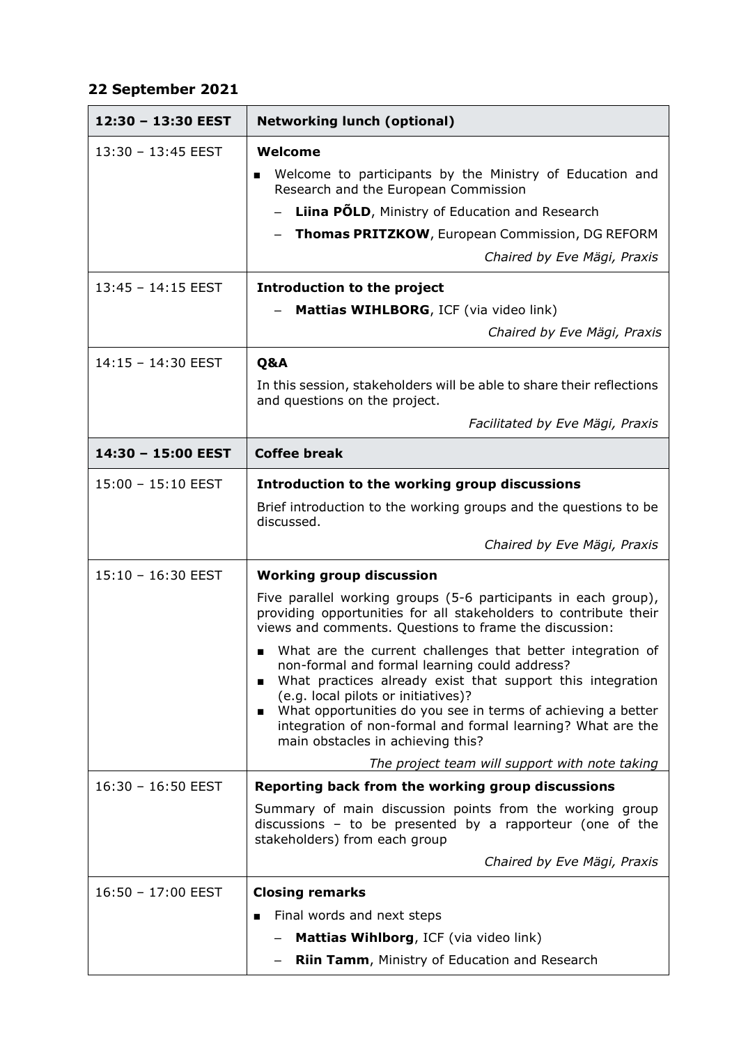## 22 September 2021

| **12:30 – 13:30 EEST** | **Networking lunch (optional)** |
|---|---|
| 13:30 – 13:45 EEST | **Welcome**<br>■ Welcome to participants by the Ministry of Education and Research and the European Commission<br>– **Liina PÕLD**, Ministry of Education and Research<br>– **Thomas PRITZKOW**, European Commission, DG REFORM<br>*Chaired by Eve Mägi, Praxis* |
| 13:45 – 14:15 EEST | **Introduction to the project**<br>– **Mattias WIHLBORG**, ICF (via video link)<br>*Chaired by Eve Mägi, Praxis* |
| 14:15 – 14:30 EEST | **Q&A**<br>In this session, stakeholders will be able to share their reflections and questions on the project.<br>*Facilitated by Eve Mägi, Praxis* |
| **14:30 – 15:00 EEST** | **Coffee break** |
| 15:00 – 15:10 EEST | **Introduction to the working group discussions**<br>Brief introduction to the working groups and the questions to be discussed.<br>*Chaired by Eve Mägi, Praxis* |
| 15:10 – 16:30 EEST | **Working group discussion**<br>Five parallel working groups (5-6 participants in each group), providing opportunities for all stakeholders to contribute their views and comments. Questions to frame the discussion:<br>■ What are the current challenges that better integration of non-formal and formal learning could address?<br>■ What practices already exist that support this integration (e.g. local pilots or initiatives)?<br>■ What opportunities do you see in terms of achieving a better integration of non-formal and formal learning? What are the main obstacles in achieving this?<br>*The project team will support with note taking* |
| 16:30 – 16:50 EEST | **Reporting back from the working group discussions**<br>Summary of main discussion points from the working group discussions – to be presented by a rapporteur (one of the stakeholders) from each group<br>*Chaired by Eve Mägi, Praxis* |
| 16:50 – 17:00 EEST | **Closing remarks**<br>■ Final words and next steps<br>– **Mattias Wihlborg**, ICF (via video link)<br>– **Riin Tamm**, Ministry of Education and Research |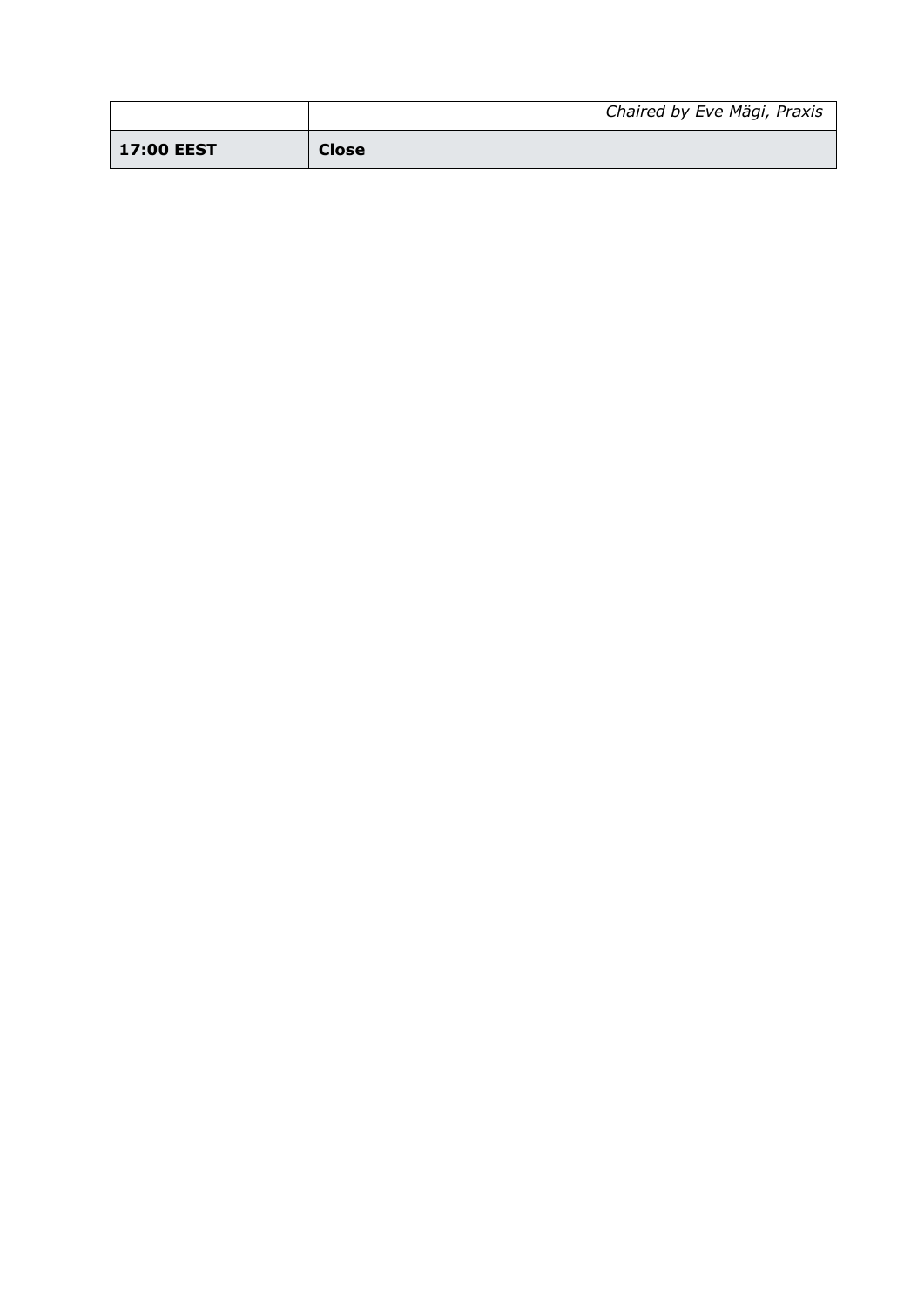| | |
|---|---|
| | *Chaired by Eve Mägi, Praxis* |
| **17:00 EEST** | **Close** |